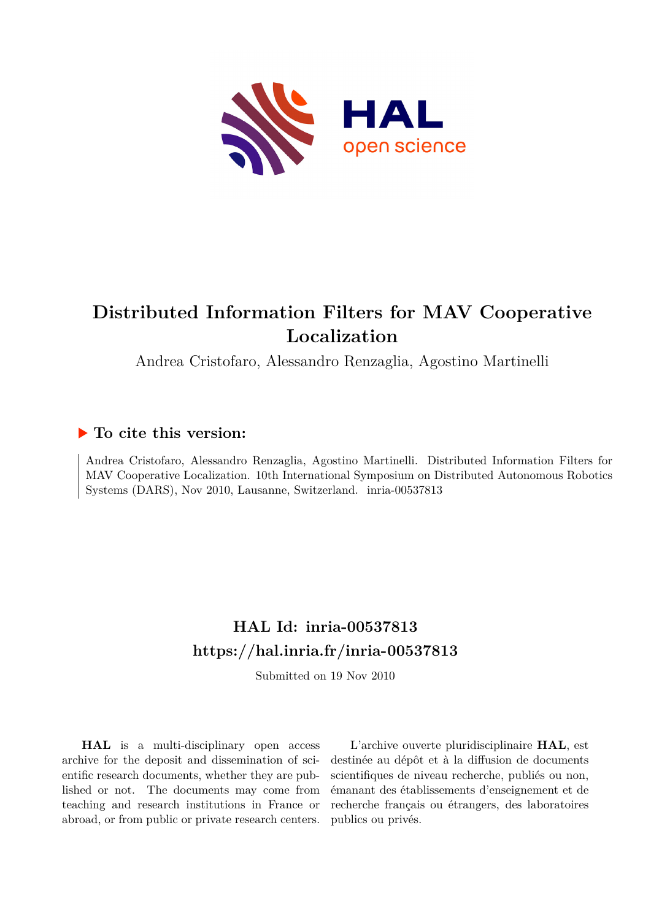# Distributed Information Filters for MAV Cooperative Localization

Andrea Cristofaro, Alessandro Renzaglia, Agostino Martinelli

## ▶ To cite this version:

Andrea Cristofaro, Alessandro Renzaglia, Agostino Martinelli. Distributed Information Filters for MAV Cooperative Localization. 10th International Symposium on Distributed Autonomous Robotics Systems (DARS), Nov 2010, Lausanne, Switzerland. inria-00537813

## HAL Id: inria-00537813
## https://hal.inria.fr/inria-00537813

Submitted on 19 Nov 2010

**HAL** is a multi-disciplinary open access archive for the deposit and dissemination of scientific research documents, whether they are published or not. The documents may come from teaching and research institutions in France or abroad, or from public or private research centers.

L'archive ouverte pluridisciplinaire **HAL**, est destinée au dépôt et à la diffusion de documents scientifiques de niveau recherche, publiés ou non, émanant des établissements d'enseignement et de recherche français ou étrangers, des laboratoires publics ou privés.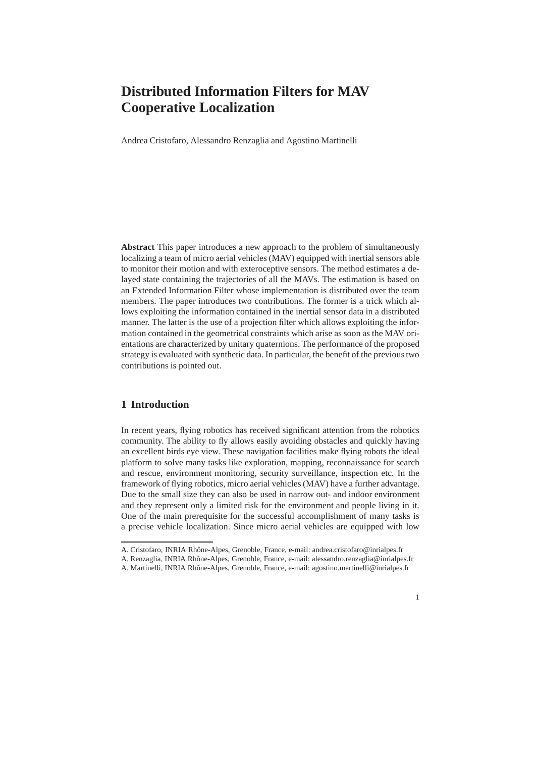// Distributed Information Filters for MAV Cooperative Localization

Andrea Cristofaro, Alessandro Renzaglia and Agostino Martinelli

**Abstract** This paper introduces a new approach to the problem of simultaneously localizing a team of micro aerial vehicles (MAV) equipped with inertial sensors able to monitor their motion and with exteroceptive sensors. The method estimates a delayed state containing the trajectories of all the MAVs. The estimation is based on an Extended Information Filter whose implementation is distributed over the team members. The paper introduces two contributions. The former is a trick which allows exploiting the information contained in the inertial sensor data in a distributed manner. The latter is the use of a projection filter which allows exploiting the information contained in the geometrical constraints which arise as soon as the MAV orientations are characterized by unitary quaternions. The performance of the proposed strategy is evaluated with synthetic data. In particular, the benefit of the previous two contributions is pointed out.

## 1 Introduction

In recent years, flying robotics has received significant attention from the robotics community. The ability to fly allows easily avoiding obstacles and quickly having an excellent birds eye view. These navigation facilities make flying robots the ideal platform to solve many tasks like exploration, mapping, reconnaissance for search and rescue, environment monitoring, security surveillance, inspection etc. In the framework of flying robotics, micro aerial vehicles (MAV) have a further advantage. Due to the small size they can also be used in narrow out- and indoor environment and they represent only a limited risk for the environment and people living in it. One of the main prerequisite for the successful accomplishment of many tasks is a precise vehicle localization. Since micro aerial vehicles are equipped with low

---

A. Cristofaro, INRIA Rhône-Alpes, Grenoble, France, e-mail: andrea.cristofaro@inrialpes.fr

A. Renzaglia, INRIA Rhône-Alpes, Grenoble, France, e-mail: alessandro.renzaglia@inrialpes.fr

A. Martinelli, INRIA Rhône-Alpes, Grenoble, France, e-mail: agostino.martinelli@inrialpes.fr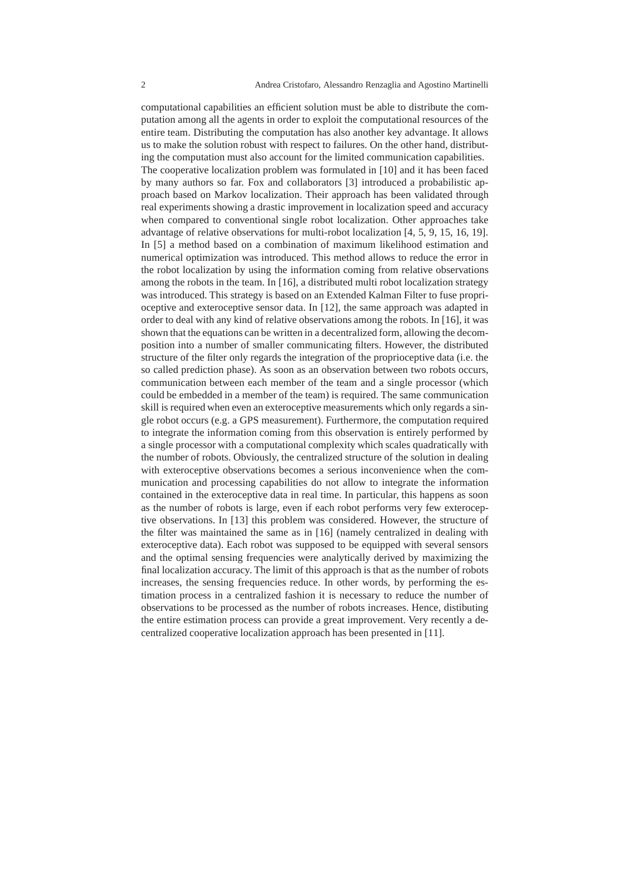computational capabilities an efficient solution must be able to distribute the computation among all the agents in order to exploit the computational resources of the entire team. Distributing the computation has also another key advantage. It allows us to make the solution robust with respect to failures. On the other hand, distributing the computation must also account for the limited communication capabilities.
The cooperative localization problem was formulated in [10] and it has been faced by many authors so far. Fox and collaborators [3] introduced a probabilistic approach based on Markov localization. Their approach has been validated through real experiments showing a drastic improvement in localization speed and accuracy when compared to conventional single robot localization. Other approaches take advantage of relative observations for multi-robot localization [4, 5, 9, 15, 16, 19]. In [5] a method based on a combination of maximum likelihood estimation and numerical optimization was introduced. This method allows to reduce the error in the robot localization by using the information coming from relative observations among the robots in the team. In [16], a distributed multi robot localization strategy was introduced. This strategy is based on an Extended Kalman Filter to fuse proprioceptive and exteroceptive sensor data. In [12], the same approach was adapted in order to deal with any kind of relative observations among the robots. In [16], it was shown that the equations can be written in a decentralized form, allowing the decomposition into a number of smaller communicating filters. However, the distributed structure of the filter only regards the integration of the proprioceptive data (i.e. the so called prediction phase). As soon as an observation between two robots occurs, communication between each member of the team and a single processor (which could be embedded in a member of the team) is required. The same communication skill is required when even an exteroceptive measurements which only regards a single robot occurs (e.g. a GPS measurement). Furthermore, the computation required to integrate the information coming from this observation is entirely performed by a single processor with a computational complexity which scales quadratically with the number of robots. Obviously, the centralized structure of the solution in dealing with exteroceptive observations becomes a serious inconvenience when the communication and processing capabilities do not allow to integrate the information contained in the exteroceptive data in real time. In particular, this happens as soon as the number of robots is large, even if each robot performs very few exteroceptive observations. In [13] this problem was considered. However, the structure of the filter was maintained the same as in [16] (namely centralized in dealing with exteroceptive data). Each robot was supposed to be equipped with several sensors and the optimal sensing frequencies were analytically derived by maximizing the final localization accuracy. The limit of this approach is that as the number of robots increases, the sensing frequencies reduce. In other words, by performing the estimation process in a centralized fashion it is necessary to reduce the number of observations to be processed as the number of robots increases. Hence, distibuting the entire estimation process can provide a great improvement. Very recently a decentralized cooperative localization approach has been presented in [11].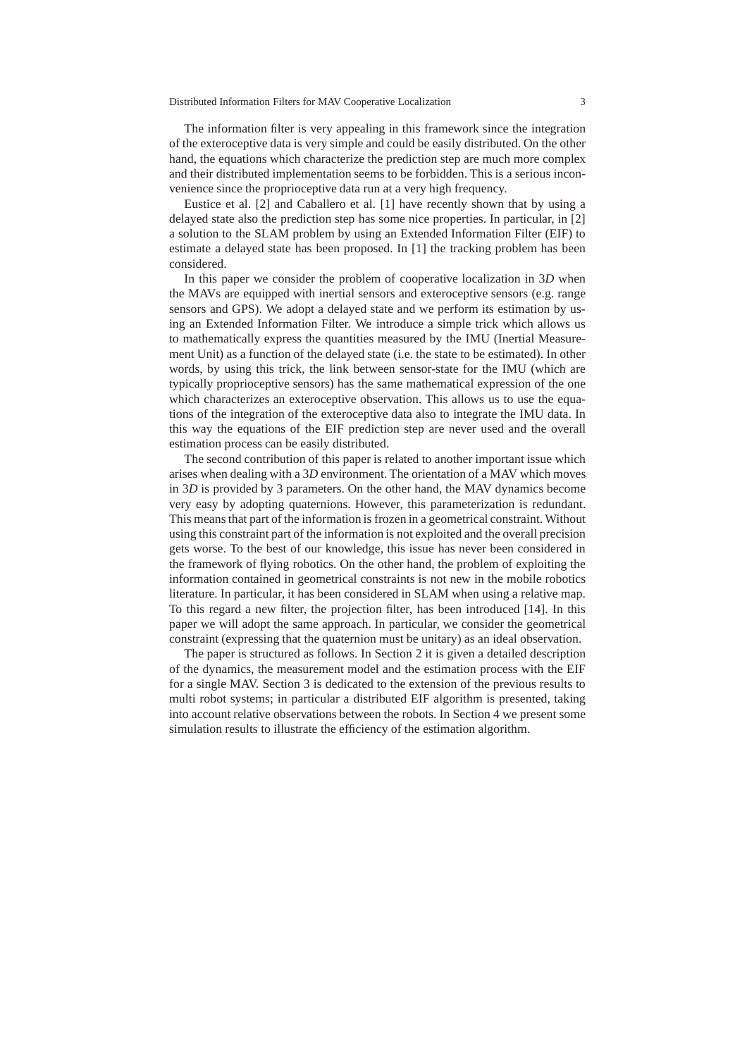The information filter is very appealing in this framework since the integration of the exteroceptive data is very simple and could be easily distributed. On the other hand, the equations which characterize the prediction step are much more complex and their distributed implementation seems to be forbidden. This is a serious inconvenience since the proprioceptive data run at a very high frequency.

Eustice et al. [2] and Caballero et al. [1] have recently shown that by using a delayed state also the prediction step has some nice properties. In particular, in [2] a solution to the SLAM problem by using an Extended Information Filter (EIF) to estimate a delayed state has been proposed. In [1] the tracking problem has been considered.

In this paper we consider the problem of cooperative localization in 3*D* when the MAVs are equipped with inertial sensors and exteroceptive sensors (e.g. range sensors and GPS). We adopt a delayed state and we perform its estimation by using an Extended Information Filter. We introduce a simple trick which allows us to mathematically express the quantities measured by the IMU (Inertial Measurement Unit) as a function of the delayed state (i.e. the state to be estimated). In other words, by using this trick, the link between sensor-state for the IMU (which are typically proprioceptive sensors) has the same mathematical expression of the one which characterizes an exteroceptive observation. This allows us to use the equations of the integration of the exteroceptive data also to integrate the IMU data. In this way the equations of the EIF prediction step are never used and the overall estimation process can be easily distributed.

The second contribution of this paper is related to another important issue which arises when dealing with a 3*D* environment. The orientation of a MAV which moves in 3*D* is provided by 3 parameters. On the other hand, the MAV dynamics become very easy by adopting quaternions. However, this parameterization is redundant. This means that part of the information is frozen in a geometrical constraint. Without using this constraint part of the information is not exploited and the overall precision gets worse. To the best of our knowledge, this issue has never been considered in the framework of flying robotics. On the other hand, the problem of exploiting the information contained in geometrical constraints is not new in the mobile robotics literature. In particular, it has been considered in SLAM when using a relative map. To this regard a new filter, the projection filter, has been introduced [14]. In this paper we will adopt the same approach. In particular, we consider the geometrical constraint (expressing that the quaternion must be unitary) as an ideal observation.

The paper is structured as follows. In Section 2 it is given a detailed description of the dynamics, the measurement model and the estimation process with the EIF for a single MAV. Section 3 is dedicated to the extension of the previous results to multi robot systems; in particular a distributed EIF algorithm is presented, taking into account relative observations between the robots. In Section 4 we present some simulation results to illustrate the efficiency of the estimation algorithm.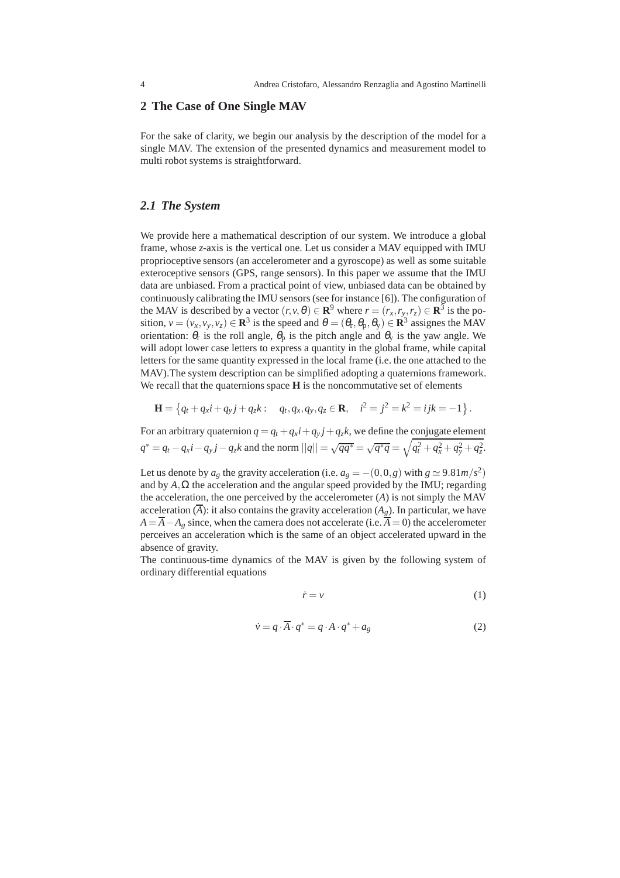## 2 The Case of One Single MAV

For the sake of clarity, we begin our analysis by the description of the model for a single MAV. The extension of the presented dynamics and measurement model to multi robot systems is straightforward.

### *2.1 The System*

We provide here a mathematical description of our system. We introduce a global frame, whose $z$-axis is the vertical one. Let us consider a MAV equipped with IMU proprioceptive sensors (an accelerometer and a gyroscope) as well as some suitable exteroceptive sensors (GPS, range sensors). In this paper we assume that the IMU data are unbiased. From a practical point of view, unbiased data can be obtained by continuously calibrating the IMU sensors (see for instance [6]). The configuration of the MAV is described by a vector $(r, v, \theta) \in \mathbf{R}^9$ where $r = (r_x, r_y, r_z) \in \mathbf{R}^3$ is the position, $v = (v_x, v_y, v_z) \in \mathbf{R}^3$ is the speed and $\theta = (\theta_r, \theta_p, \theta_y) \in \mathbf{R}^3$ assignes the MAV orientation: $\theta_r$ is the roll angle, $\theta_p$ is the pitch angle and $\theta_y$ is the yaw angle. We will adopt lower case letters to express a quantity in the global frame, while capital letters for the same quantity expressed in the local frame (i.e. the one attached to the MAV).The system description can be simplified adopting a quaternions framework. We recall that the quaternions space $\mathbf{H}$ is the noncommutative set of elements

$$\mathbf{H} = \left\{ q_t + q_x i + q_y j + q_z k : \quad q_t, q_x, q_y, q_z \in \mathbf{R}, \quad i^2 = j^2 = k^2 = ijk = -1 \right\}.$$

For an arbitrary quaternion $q = q_t + q_x i + q_y j + q_z k$, we define the conjugate element $q^* = q_t - q_x i - q_y j - q_z k$ and the norm $||q|| = \sqrt{qq^*} = \sqrt{q^* q} = \sqrt{q_t^2 + q_x^2 + q_y^2 + q_z^2}$.

Let us denote by $a_g$ the gravity acceleration (i.e. $a_g = -(0, 0, g)$ with $g \simeq 9.81 m/s^2$) and by $A, \Omega$ the acceleration and the angular speed provided by the IMU; regarding the acceleration, the one perceived by the accelerometer ($A$) is not simply the MAV acceleration ($\overline{A}$): it also contains the gravity acceleration ($A_g$). In particular, we have $A = \overline{A} - A_g$ since, when the camera does not accelerate (i.e. $\overline{A} = 0$) the accelerometer perceives an acceleration which is the same of an object accelerated upward in the absence of gravity.

The continuous-time dynamics of the MAV is given by the following system of ordinary differential equations

$$\dot{r} = v \tag{1}$$

$$\dot{v} = q \cdot \overline{A} \cdot q^* = q \cdot A \cdot q^* + a_g \tag{2}$$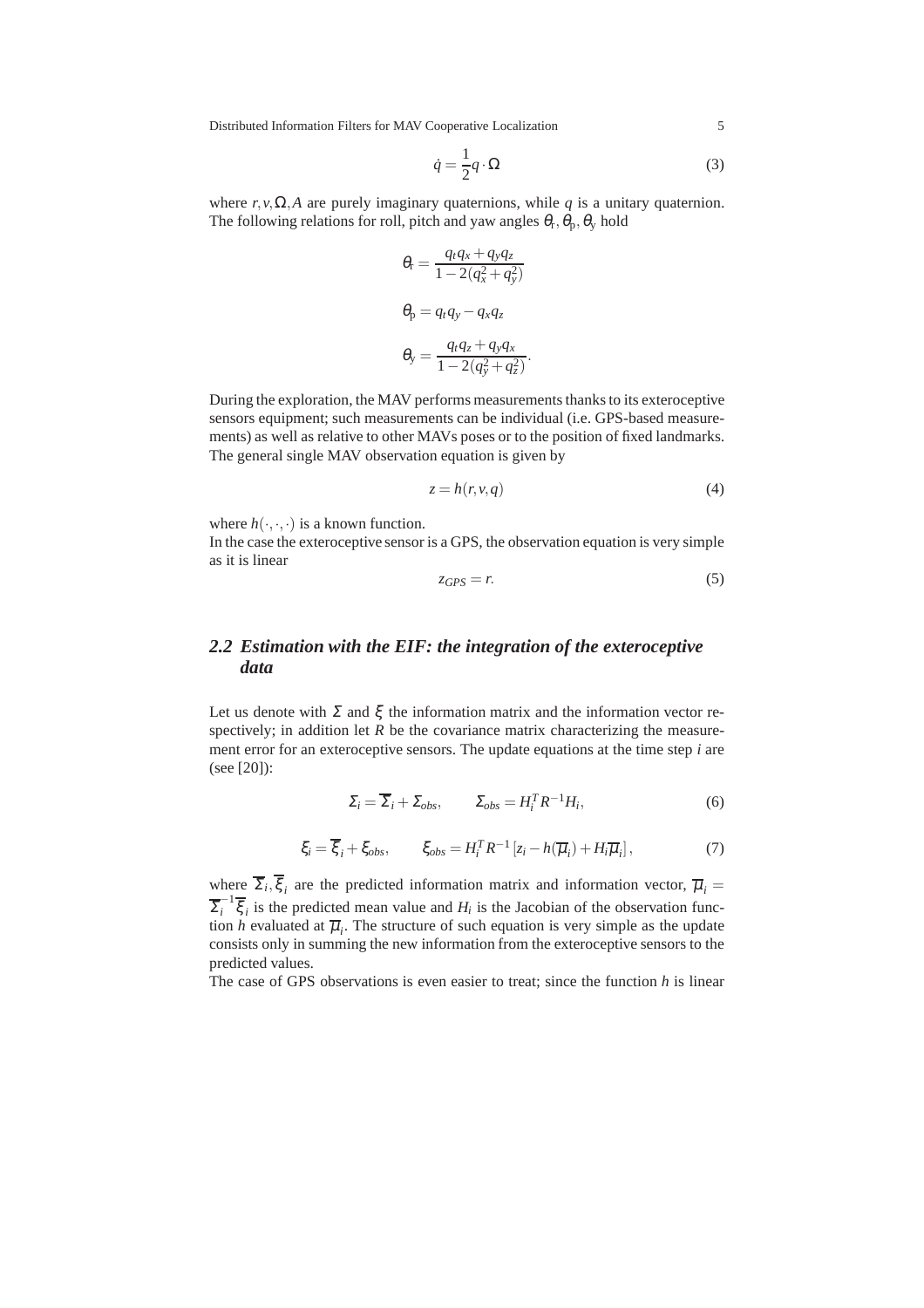$$\dot{q} = \frac{1}{2} q \cdot \Omega \tag{3}$$

where $r, v, \Omega, A$ are purely imaginary quaternions, while $q$ is a unitary quaternion. The following relations for roll, pitch and yaw angles $\theta_r, \theta_p, \theta_y$ hold

$$\theta_r = \frac{q_t q_x + q_y q_z}{1 - 2(q_x^2 + q_y^2)}$$

$$\theta_p = q_t q_y - q_x q_z$$

$$\theta_y = \frac{q_t q_z + q_y q_x}{1 - 2(q_y^2 + q_z^2)}.$$

During the exploration, the MAV performs measurements thanks to its exteroceptive sensors equipment; such measurements can be individual (i.e. GPS-based measurements) as well as relative to other MAVs poses or to the position of fixed landmarks. The general single MAV observation equation is given by

$$z = h(r, v, q) \tag{4}$$

where $h(\cdot,\cdot,\cdot)$ is a known function.
In the case the exteroceptive sensor is a GPS, the observation equation is very simple as it is linear

$$z_{GPS} = r. \tag{5}$$

## 2.2 Estimation with the EIF: the integration of the exteroceptive data

Let us denote with $\Sigma$ and $\xi$ the information matrix and the information vector respectively; in addition let $R$ be the covariance matrix characterizing the measurement error for an exteroceptive sensors. The update equations at the time step $i$ are (see [20]):

$$\Sigma_i = \overline{\Sigma}_i + \Sigma_{obs}, \qquad \Sigma_{obs} = H_i^T R^{-1} H_i, \tag{6}$$

$$\xi_i = \overline{\xi}_i + \xi_{obs}, \qquad \xi_{obs} = H_i^T R^{-1} \left[ z_i - h(\overline{\mu}_i) + H_i \overline{\mu}_i \right], \tag{7}$$

where $\overline{\Sigma}_i, \overline{\xi}_i$ are the predicted information matrix and information vector, $\overline{\mu}_i = \overline{\Sigma}_i^{-1} \overline{\xi}_i$ is the predicted mean value and $H_i$ is the Jacobian of the observation function $h$ evaluated at $\overline{\mu}_i$. The structure of such equation is very simple as the update consists only in summing the new information from the exteroceptive sensors to the predicted values.
The case of GPS observations is even easier to treat; since the function $h$ is linear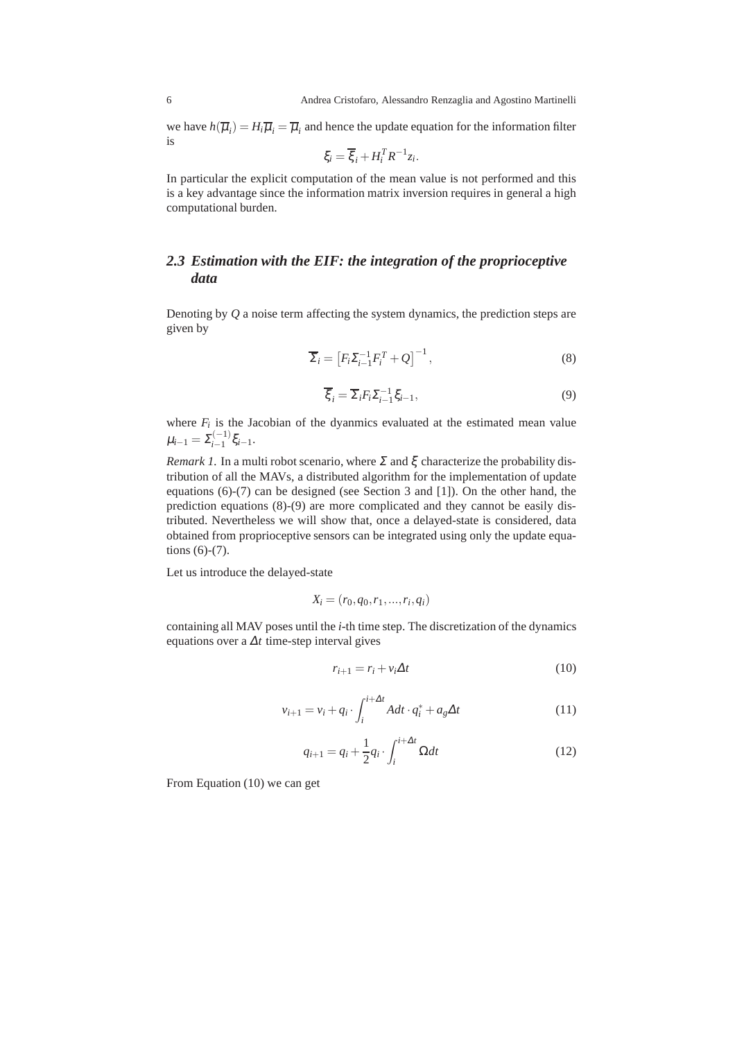we have $h(\overline{\mu}_i) = H_i \overline{\mu}_i = \overline{\mu}_i$ and hence the update equation for the information filter is

$$\xi_i = \overline{\xi}_i + H_i^T R^{-1} z_i.$$

In particular the explicit computation of the mean value is not performed and this is a key advantage since the information matrix inversion requires in general a high computational burden.

## 2.3 Estimation with the EIF: the integration of the proprioceptive data

Denoting by $Q$ a noise term affecting the system dynamics, the prediction steps are given by

$$\overline{\Sigma}_i = \left[ F_i \Sigma_{i-1}^{-1} F_i^T + Q \right]^{-1}, \tag{8}$$

$$\overline{\xi}_i = \overline{\Sigma}_i F_i \Sigma_{i-1}^{-1} \xi_{i-1}, \tag{9}$$

where $F_i$ is the Jacobian of the dyanmics evaluated at the estimated mean value $\mu_{i-1} = \Sigma_{i-1}^{(-1)} \xi_{i-1}$.

*Remark 1.* In a multi robot scenario, where $\Sigma$ and $\xi$ characterize the probability distribution of all the MAVs, a distributed algorithm for the implementation of update equations (6)-(7) can be designed (see Section 3 and [1]). On the other hand, the prediction equations (8)-(9) are more complicated and they cannot be easily distributed. Nevertheless we will show that, once a delayed-state is considered, data obtained from proprioceptive sensors can be integrated using only the update equations (6)-(7).

Let us introduce the delayed-state

$$X_i = (r_0, q_0, r_1, \ldots, r_i, q_i)$$

containing all MAV poses until the $i$-th time step. The discretization of the dynamics equations over a $\Delta t$ time-step interval gives

$$r_{i+1} = r_i + v_i \Delta t \tag{10}$$

$$v_{i+1} = v_i + q_i \cdot \int_i^{i+\Delta t} A dt \cdot q_i^* + a_g \Delta t \tag{11}$$

$$q_{i+1} = q_i + \frac{1}{2} q_i \cdot \int_i^{i+\Delta t} \Omega dt \tag{12}$$

From Equation (10) we can get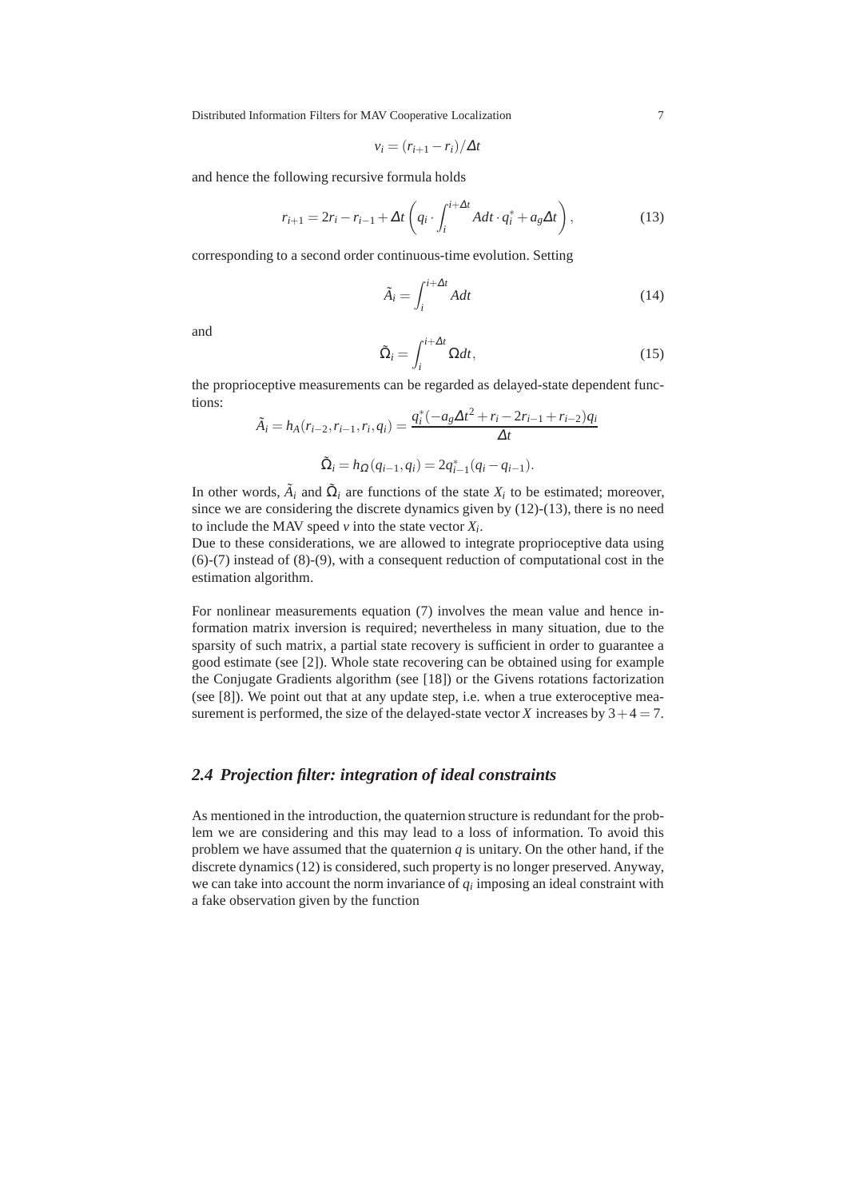$$v_i = (r_{i+1} - r_i)/\Delta t$$

and hence the following recursive formula holds

$$r_{i+1} = 2r_i - r_{i-1} + \Delta t \left( q_i \cdot \int_i^{i+\Delta t} A dt \cdot q_i^* + a_g \Delta t \right), \tag{13}$$

corresponding to a second order continuous-time evolution. Setting

$$\tilde{A}_i = \int_i^{i+\Delta t} A dt \tag{14}$$

and

$$\tilde{\Omega}_i = \int_i^{i+\Delta t} \Omega dt, \tag{15}$$

the proprioceptive measurements can be regarded as delayed-state dependent functions:

$$\tilde{A}_i = h_A(r_{i-2}, r_{i-1}, r_i, q_i) = \frac{q_i^*(-a_g \Delta t^2 + r_i - 2r_{i-1} + r_{i-2})q_i}{\Delta t}$$

$$\tilde{\Omega}_i = h_\Omega(q_{i-1}, q_i) = 2q_{i-1}^*(q_i - q_{i-1}).$$

In other words, $\tilde{A}_i$ and $\tilde{\Omega}_i$ are functions of the state $X_i$ to be estimated; moreover, since we are considering the discrete dynamics given by (12)-(13), there is no need to include the MAV speed $v$ into the state vector $X_i$.

Due to these considerations, we are allowed to integrate proprioceptive data using (6)-(7) instead of (8)-(9), with a consequent reduction of computational cost in the estimation algorithm.

For nonlinear measurements equation (7) involves the mean value and hence information matrix inversion is required; nevertheless in many situation, due to the sparsity of such matrix, a partial state recovery is sufficient in order to guarantee a good estimate (see [2]). Whole state recovering can be obtained using for example the Conjugate Gradients algorithm (see [18]) or the Givens rotations factorization (see [8]). We point out that at any update step, i.e. when a true exteroceptive measurement is performed, the size of the delayed-state vector $X$ increases by $3+4=7$.

### 2.4 Projection filter: integration of ideal constraints

As mentioned in the introduction, the quaternion structure is redundant for the problem we are considering and this may lead to a loss of information. To avoid this problem we have assumed that the quaternion $q$ is unitary. On the other hand, if the discrete dynamics (12) is considered, such property is no longer preserved. Anyway, we can take into account the norm invariance of $q_i$ imposing an ideal constraint with a fake observation given by the function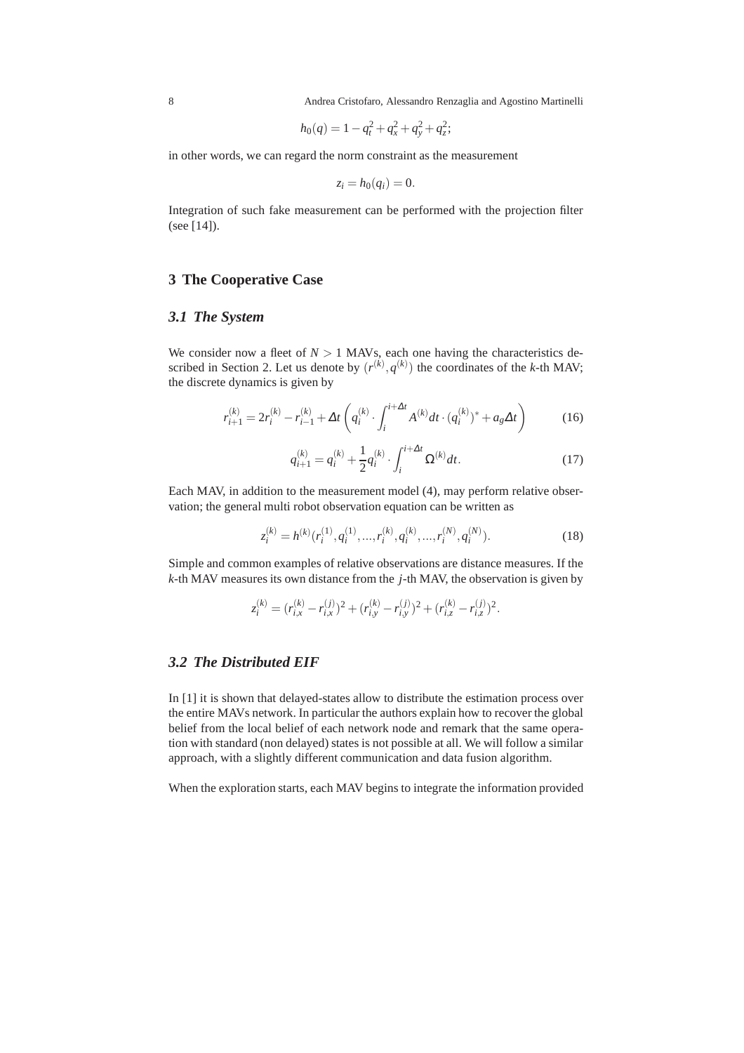$$h_0(q) = 1 - q_t^2 + q_x^2 + q_y^2 + q_z^2;$$

in other words, we can regard the norm constraint as the measurement

$$z_i = h_0(q_i) = 0.$$

Integration of such fake measurement can be performed with the projection filter (see [14]).

## 3 The Cooperative Case

### 3.1 The System

We consider now a fleet of $N > 1$ MAVs, each one having the characteristics described in Section 2. Let us denote by $(r^{(k)}, q^{(k)})$ the coordinates of the $k$-th MAV; the discrete dynamics is given by

$$r_{i+1}^{(k)} = 2r_i^{(k)} - r_{i-1}^{(k)} + \Delta t \left( q_i^{(k)} \cdot \int_i^{i+\Delta t} A^{(k)} dt \cdot (q_i^{(k)})^* + a_g \Delta t \right) \tag{16}$$

$$q_{i+1}^{(k)} = q_i^{(k)} + \frac{1}{2} q_i^{(k)} \cdot \int_i^{i+\Delta t} \Omega^{(k)} dt. \tag{17}$$

Each MAV, in addition to the measurement model (4), may perform relative observation; the general multi robot observation equation can be written as

$$z_i^{(k)} = h^{(k)}(r_i^{(1)}, q_i^{(1)}, ..., r_i^{(k)}, q_i^{(k)}, ..., r_i^{(N)}, q_i^{(N)}). \tag{18}$$

Simple and common examples of relative observations are distance measures. If the $k$-th MAV measures its own distance from the $j$-th MAV, the observation is given by

$$z_i^{(k)} = (r_{i,x}^{(k)} - r_{i,x}^{(j)})^2 + (r_{i,y}^{(k)} - r_{i,y}^{(j)})^2 + (r_{i,z}^{(k)} - r_{i,z}^{(j)})^2.$$

### 3.2 The Distributed EIF

In [1] it is shown that delayed-states allow to distribute the estimation process over the entire MAVs network. In particular the authors explain how to recover the global belief from the local belief of each network node and remark that the same operation with standard (non delayed) states is not possible at all. We will follow a similar approach, with a slightly different communication and data fusion algorithm.

When the exploration starts, each MAV begins to integrate the information provided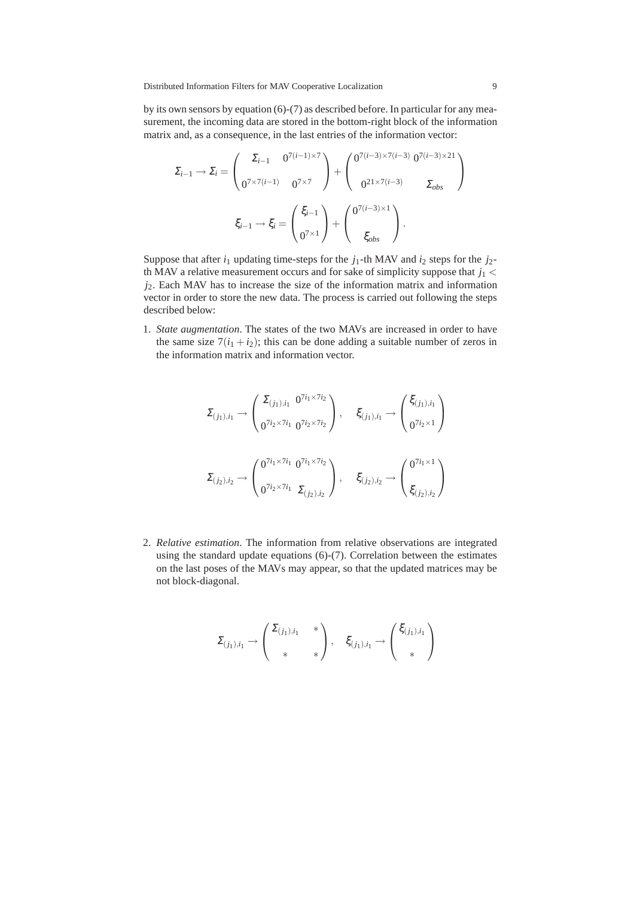by its own sensors by equation (6)-(7) as described before. In particular for any measurement, the incoming data are stored in the bottom-right block of the information matrix and, as a consequence, in the last entries of the information vector:

$$\Sigma_{i-1} \rightarrow \Sigma_i = \begin{pmatrix} \Sigma_{i-1} & 0^{7(i-1)\times 7} \\ 0^{7\times 7(i-1)} & 0^{7\times 7} \end{pmatrix} + \begin{pmatrix} 0^{7(i-3)\times 7(i-3)} & 0^{7(i-3)\times 21} \\ 0^{21\times 7(i-3)} & \Sigma_{obs} \end{pmatrix}$$

$$\xi_{i-1} \rightarrow \xi_i = \begin{pmatrix} \xi_{i-1} \\ 0^{7\times 1} \end{pmatrix} + \begin{pmatrix} 0^{7(i-3)\times 1} \\ \xi_{obs} \end{pmatrix}.$$

Suppose that after $i_1$ updating time-steps for the $j_1$-th MAV and $i_2$ steps for the $j_2$-th MAV a relative measurement occurs and for sake of simplicity suppose that $j_1 < j_2$. Each MAV has to increase the size of the information matrix and information vector in order to store the new data. The process is carried out following the steps described below:

1. *State augmentation*. The states of the two MAVs are increased in order to have the same size $7(i_1+i_2)$; this can be done adding a suitable number of zeros in the information matrix and information vector.

$$\Sigma_{(j_1),i_1} \rightarrow \begin{pmatrix} \Sigma_{(j_1),i_1} & 0^{7i_1\times 7i_2} \\ 0^{7i_2\times 7i_1} & 0^{7i_2\times 7i_2} \end{pmatrix}, \quad \xi_{(j_1),i_1} \rightarrow \begin{pmatrix} \xi_{(j_1),i_1} \\ 0^{7i_2\times 1} \end{pmatrix}$$

$$\Sigma_{(j_2),i_2} \rightarrow \begin{pmatrix} 0^{7i_1\times 7i_1} & 0^{7i_1\times 7i_2} \\ 0^{7i_2\times 7i_1} & \Sigma_{(j_2),i_2} \end{pmatrix}, \quad \xi_{(j_2),i_2} \rightarrow \begin{pmatrix} 0^{7i_1\times 1} \\ \xi_{(j_2),i_2} \end{pmatrix}$$

2. *Relative estimation*. The information from relative observations are integrated using the standard update equations (6)-(7). Correlation between the estimates on the last poses of the MAVs may appear, so that the updated matrices may be not block-diagonal.

$$\Sigma_{(j_1),i_1} \rightarrow \begin{pmatrix} \Sigma_{(j_1),i_1} & * \\ * & * \end{pmatrix}, \quad \xi_{(j_1),i_1} \rightarrow \begin{pmatrix} \xi_{(j_1),i_1} \\ * \end{pmatrix}$$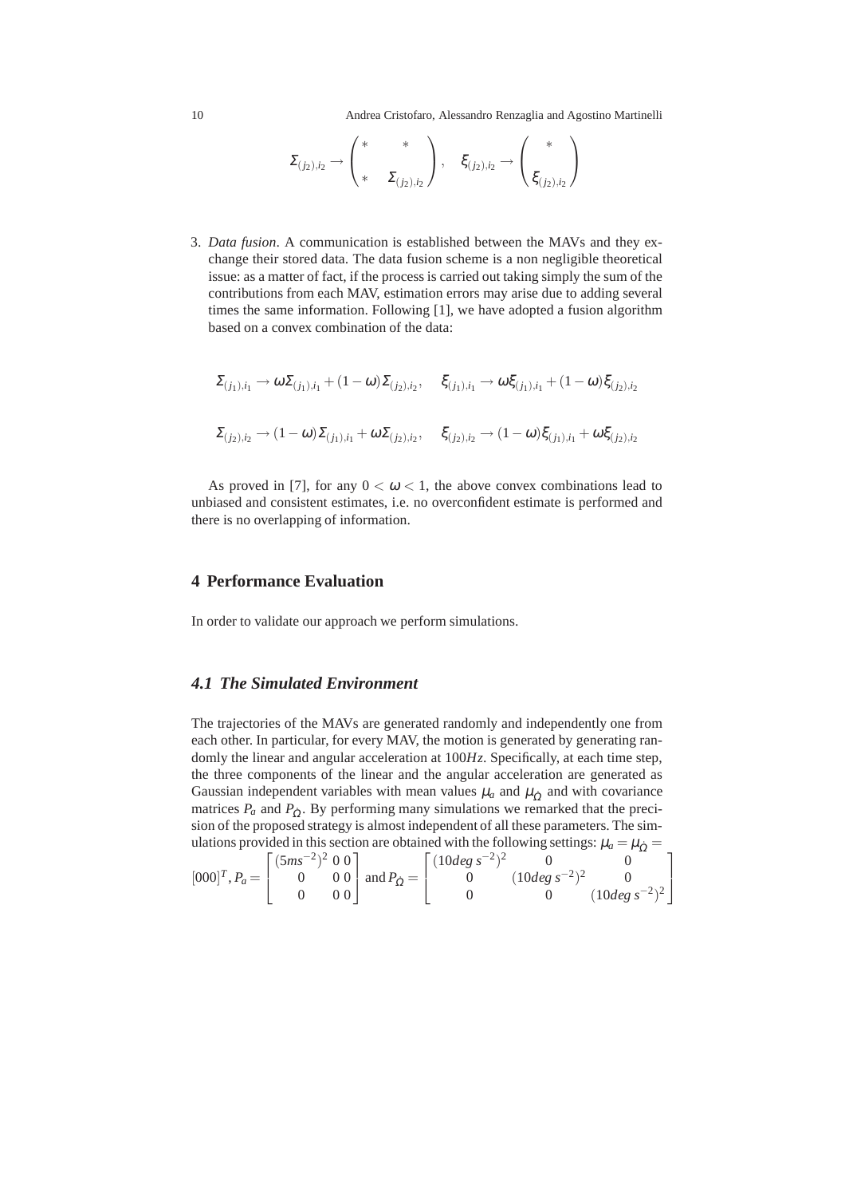$$\Sigma_{(j_2),i_2} \rightarrow \begin{pmatrix} * & * \\ * & \Sigma_{(j_2),i_2} \end{pmatrix}, \quad \xi_{(j_2),i_2} \rightarrow \begin{pmatrix} * \\ \xi_{(j_2),i_2} \end{pmatrix}$$

3. *Data fusion*. A communication is established between the MAVs and they exchange their stored data. The data fusion scheme is a non negligible theoretical issue: as a matter of fact, if the process is carried out taking simply the sum of the contributions from each MAV, estimation errors may arise due to adding several times the same information. Following [1], we have adopted a fusion algorithm based on a convex combination of the data:

$$\Sigma_{(j_1),i_1} \rightarrow \omega \Sigma_{(j_1),i_1} + (1-\omega)\Sigma_{(j_2),i_2}, \quad \xi_{(j_1),i_1} \rightarrow \omega \xi_{(j_1),i_1} + (1-\omega)\xi_{(j_2),i_2}$$

$$\Sigma_{(j_2),i_2} \rightarrow (1-\omega)\Sigma_{(j_1),i_1} + \omega \Sigma_{(j_2),i_2}, \quad \xi_{(j_2),i_2} \rightarrow (1-\omega)\xi_{(j_1),i_1} + \omega \xi_{(j_2),i_2}$$

As proved in [7], for any $0 < \omega < 1$, the above convex combinations lead to unbiased and consistent estimates, i.e. no overconfident estimate is performed and there is no overlapping of information.

## 4 Performance Evaluation

In order to validate our approach we perform simulations.

### 4.1 The Simulated Environment

The trajectories of the MAVs are generated randomly and independently one from each other. In particular, for every MAV, the motion is generated by generating randomly the linear and angular acceleration at $100Hz$. Specifically, at each time step, the three components of the linear and the angular acceleration are generated as Gaussian independent variables with mean values $\mu_a$ and $\mu_{\dot{\Omega}}$ and with covariance matrices $P_a$ and $P_{\dot{\Omega}}$. By performing many simulations we remarked that the precision of the proposed strategy is almost independent of all these parameters. The simulations provided in this section are obtained with the following settings: $\mu_a = \mu_{\dot{\Omega}} = [000]^T$, $P_a = \begin{bmatrix} (5ms^{-2})^2 & 0 & 0 \\ 0 & 0 & 0 \\ 0 & 0 & 0 \end{bmatrix}$ and $P_{\dot{\Omega}} = \begin{bmatrix} (10deg\, s^{-2})^2 & 0 & 0 \\ 0 & (10deg\, s^{-2})^2 & 0 \\ 0 & 0 & (10deg\, s^{-2})^2 \end{bmatrix}$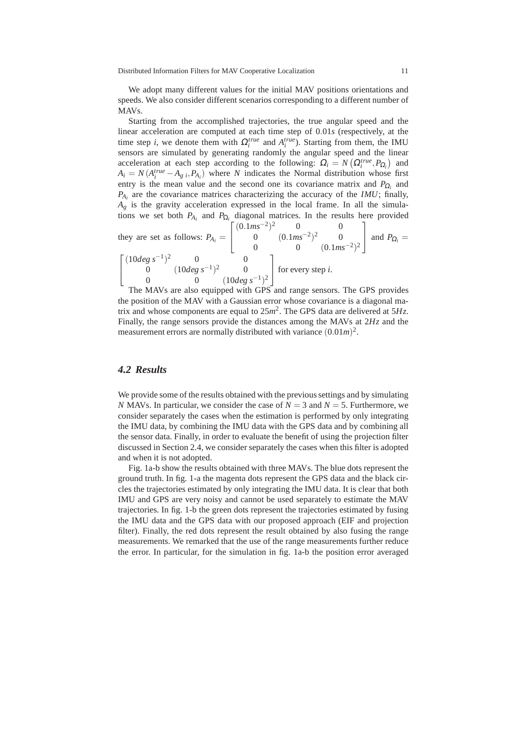We adopt many different values for the initial MAV positions orientations and speeds. We also consider different scenarios corresponding to a different number of MAVs.

Starting from the accomplished trajectories, the true angular speed and the linear acceleration are computed at each time step of $0.01s$ (respectively, at the time step $i$, we denote them with $\Omega_i^{true}$ and $A_i^{true}$). Starting from them, the IMU sensors are simulated by generating randomly the angular speed and the linear acceleration at each step according to the following: $\Omega_i = N\left(\Omega_i^{true}, P_{\Omega_i}\right)$ and $A_i = N\left(A_i^{true} - A_{g\ i}, P_{A_i}\right)$ where $N$ indicates the Normal distribution whose first entry is the mean value and the second one its covariance matrix and $P_{\Omega_i}$ and $P_{A_i}$ are the covariance matrices characterizing the accuracy of the *IMU*; finally, $A_g$ is the gravity acceleration expressed in the local frame. In all the simulations we set both $P_{A_i}$ and $P_{\Omega_i}$ diagonal matrices. In the results here provided they are set as follows: $P_{A_i} = \begin{bmatrix} (0.1ms^{-2})^2 & 0 & 0 \\ 0 & (0.1ms^{-2})^2 & 0 \\ 0 & 0 & (0.1ms^{-2})^2 \end{bmatrix}$ and $P_{\Omega_i} = \begin{bmatrix} (10deg\,s^{-1})^2 & 0 & 0 \\ 0 & (10deg\,s^{-1})^2 & 0 \\ 0 & 0 & (10deg\,s^{-1})^2 \end{bmatrix}$ for every step $i$.

The MAVs are also equipped with GPS and range sensors. The GPS provides the position of the MAV with a Gaussian error whose covariance is a diagonal matrix and whose components are equal to $25m^2$. The GPS data are delivered at $5Hz$. Finally, the range sensors provide the distances among the MAVs at $2Hz$ and the measurement errors are normally distributed with variance $(0.01m)^2$.

### *4.2 Results*

We provide some of the results obtained with the previous settings and by simulating $N$ MAVs. In particular, we consider the case of $N = 3$ and $N = 5$. Furthermore, we consider separately the cases when the estimation is performed by only integrating the IMU data, by combining the IMU data with the GPS data and by combining all the sensor data. Finally, in order to evaluate the benefit of using the projection filter discussed in Section 2.4, we consider separately the cases when this filter is adopted and when it is not adopted.

Fig. 1a-b show the results obtained with three MAVs. The blue dots represent the ground truth. In fig. 1-a the magenta dots represent the GPS data and the black circles the trajectories estimated by only integrating the IMU data. It is clear that both IMU and GPS are very noisy and cannot be used separately to estimate the MAV trajectories. In fig. 1-b the green dots represent the trajectories estimated by fusing the IMU data and the GPS data with our proposed approach (EIF and projection filter). Finally, the red dots represent the result obtained by also fusing the range measurements. We remarked that the use of the range measurements further reduce the error. In particular, for the simulation in fig. 1a-b the position error averaged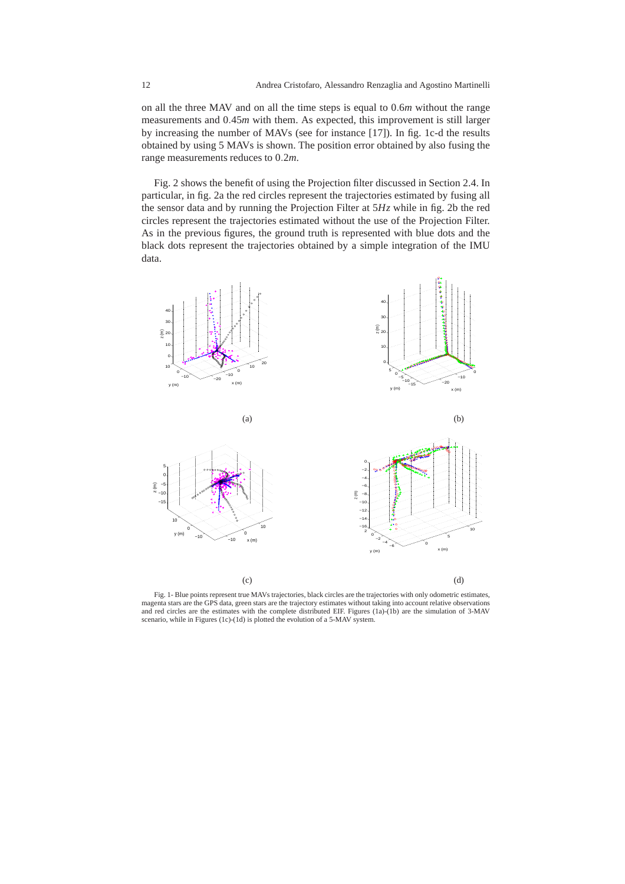on all the three MAV and on all the time steps is equal to $0.6m$ without the range measurements and $0.45m$ with them. As expected, this improvement is still larger by increasing the number of MAVs (see for instance [17]). In fig. 1c-d the results obtained by using 5 MAVs is shown. The position error obtained by also fusing the range measurements reduces to $0.2m$.

Fig. 2 shows the benefit of using the Projection filter discussed in Section 2.4. In particular, in fig. 2a the red circles represent the trajectories estimated by fusing all the sensor data and by running the Projection Filter at $5Hz$ while in fig. 2b the red circles represent the trajectories estimated without the use of the Projection Filter. As in the previous figures, the ground truth is represented with blue dots and the black dots represent the trajectories obtained by a simple integration of the IMU data.

(a)

(b)

(c)

(d)

Fig. 1- Blue points represent true MAVs trajectories, black circles are the trajectories with only odometric estimates, magenta stars are the GPS data, green stars are the trajectory estimates without taking into account relative observations and red circles are the estimates with the complete distributed EIF. Figures (1a)-(1b) are the simulation of 3-MAV scenario, while in Figures (1c)-(1d) is plotted the evolution of a 5-MAV system.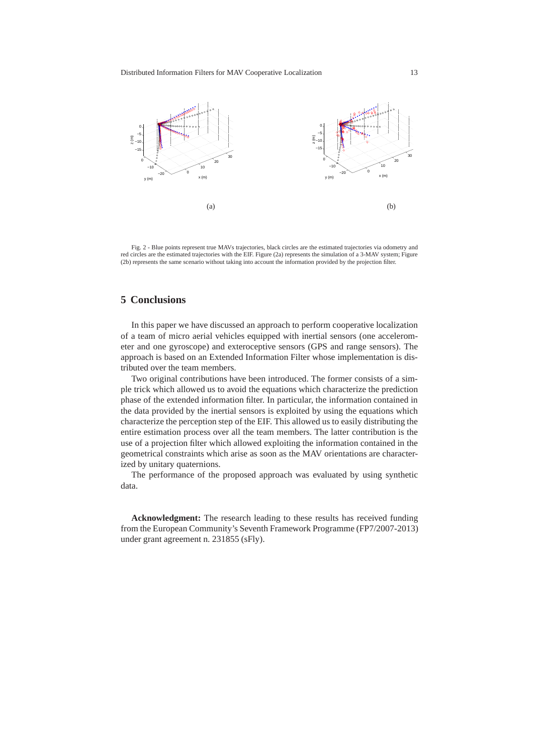(a)

(b)

Fig. 2 - Blue points represent true MAVs trajectories, black circles are the estimated trajectories via odometry and red circles are the estimated trajectories with the EIF. Figure (2a) represents the simulation of a 3-MAV system; Figure (2b) represents the same scenario without taking into account the information provided by the projection filter.

## 5 Conclusions

In this paper we have discussed an approach to perform cooperative localization of a team of micro aerial vehicles equipped with inertial sensors (one accelerometer and one gyroscope) and exteroceptive sensors (GPS and range sensors). The approach is based on an Extended Information Filter whose implementation is distributed over the team members.

Two original contributions have been introduced. The former consists of a simple trick which allowed us to avoid the equations which characterize the prediction phase of the extended information filter. In particular, the information contained in the data provided by the inertial sensors is exploited by using the equations which characterize the perception step of the EIF. This allowed us to easily distributing the entire estimation process over all the team members. The latter contribution is the use of a projection filter which allowed exploiting the information contained in the geometrical constraints which arise as soon as the MAV orientations are characterized by unitary quaternions.

The performance of the proposed approach was evaluated by using synthetic data.

**Acknowledgment:** The research leading to these results has received funding from the European Community's Seventh Framework Programme (FP7/2007-2013) under grant agreement n. 231855 (sFly).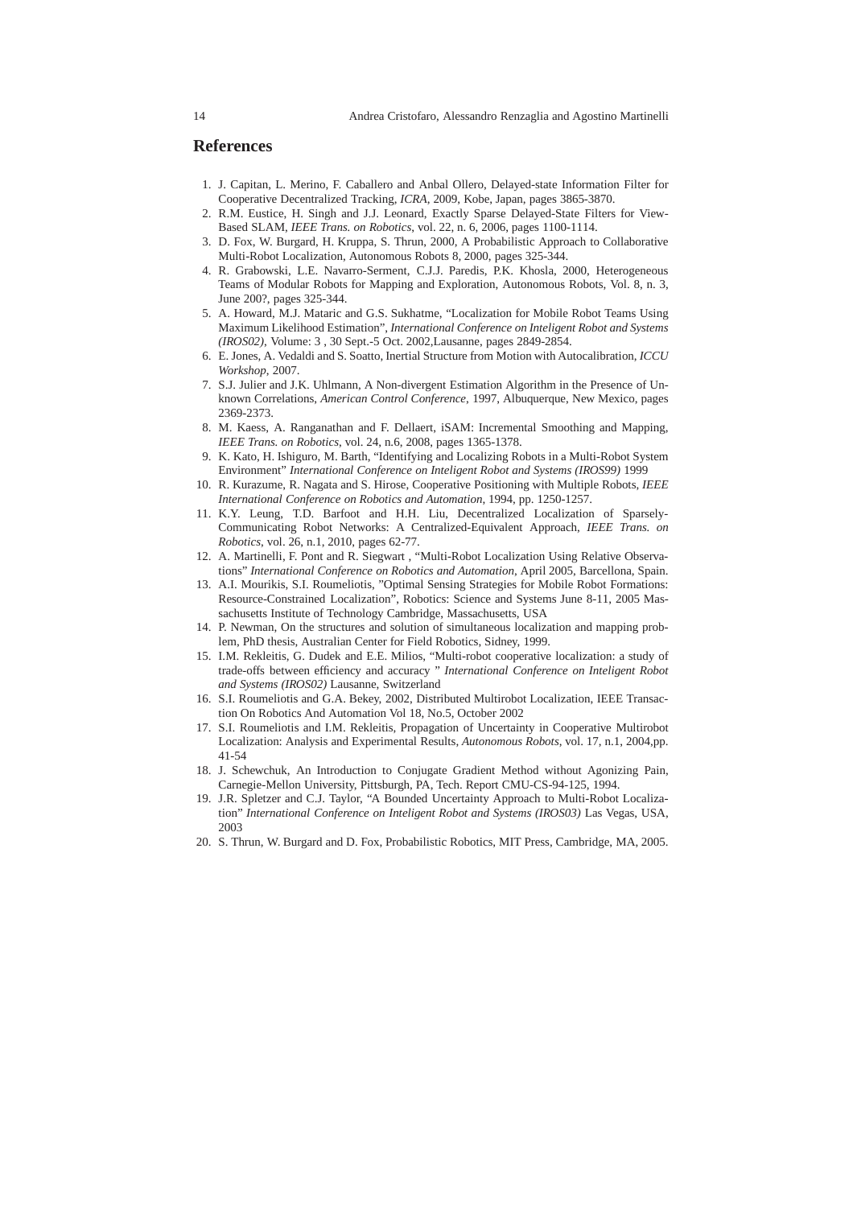## References

1. J. Capitan, L. Merino, F. Caballero and Anbal Ollero, Delayed-state Information Filter for Cooperative Decentralized Tracking, *ICRA*, 2009, Kobe, Japan, pages 3865-3870.
2. R.M. Eustice, H. Singh and J.J. Leonard, Exactly Sparse Delayed-State Filters for View-Based SLAM, *IEEE Trans. on Robotics*, vol. 22, n. 6, 2006, pages 1100-1114.
3. D. Fox, W. Burgard, H. Kruppa, S. Thrun, 2000, A Probabilistic Approach to Collaborative Multi-Robot Localization, Autonomous Robots 8, 2000, pages 325-344.
4. R. Grabowski, L.E. Navarro-Serment, C.J.J. Paredis, P.K. Khosla, 2000, Heterogeneous Teams of Modular Robots for Mapping and Exploration, Autonomous Robots, Vol. 8, n. 3, June 200?, pages 325-344.
5. A. Howard, M.J. Mataric and G.S. Sukhatme, "Localization for Mobile Robot Teams Using Maximum Likelihood Estimation", *International Conference on Inteligent Robot and Systems (IROS02),* Volume: 3 , 30 Sept.-5 Oct. 2002,Lausanne, pages 2849-2854.
6. E. Jones, A. Vedaldi and S. Soatto, Inertial Structure from Motion with Autocalibration, *ICCU Workshop*, 2007.
7. S.J. Julier and J.K. Uhlmann, A Non-divergent Estimation Algorithm in the Presence of Unknown Correlations, *American Control Conference*, 1997, Albuquerque, New Mexico, pages 2369-2373.
8. M. Kaess, A. Ranganathan and F. Dellaert, iSAM: Incremental Smoothing and Mapping, *IEEE Trans. on Robotics*, vol. 24, n.6, 2008, pages 1365-1378.
9. K. Kato, H. Ishiguro, M. Barth, "Identifying and Localizing Robots in a Multi-Robot System Environment" *International Conference on Inteligent Robot and Systems (IROS99)* 1999
10. R. Kurazume, R. Nagata and S. Hirose, Cooperative Positioning with Multiple Robots, *IEEE International Conference on Robotics and Automation*, 1994, pp. 1250-1257.
11. K.Y. Leung, T.D. Barfoot and H.H. Liu, Decentralized Localization of Sparsely-Communicating Robot Networks: A Centralized-Equivalent Approach, *IEEE Trans. on Robotics*, vol. 26, n.1, 2010, pages 62-77.
12. A. Martinelli, F. Pont and R. Siegwart , "Multi-Robot Localization Using Relative Observations" *International Conference on Robotics and Automation*, April 2005, Barcellona, Spain.
13. A.I. Mourikis, S.I. Roumeliotis, "Optimal Sensing Strategies for Mobile Robot Formations: Resource-Constrained Localization", Robotics: Science and Systems June 8-11, 2005 Massachusetts Institute of Technology Cambridge, Massachusetts, USA
14. P. Newman, On the structures and solution of simultaneous localization and mapping problem, PhD thesis, Australian Center for Field Robotics, Sidney, 1999.
15. I.M. Rekleitis, G. Dudek and E.E. Milios, "Multi-robot cooperative localization: a study of trade-offs between efficiency and accuracy " *International Conference on Inteligent Robot and Systems (IROS02)* Lausanne, Switzerland
16. S.I. Roumeliotis and G.A. Bekey, 2002, Distributed Multirobot Localization, IEEE Transaction On Robotics And Automation Vol 18, No.5, October 2002
17. S.I. Roumeliotis and I.M. Rekleitis, Propagation of Uncertainty in Cooperative Multirobot Localization: Analysis and Experimental Results, *Autonomous Robots*, vol. 17, n.1, 2004,pp. 41-54
18. J. Schewchuk, An Introduction to Conjugate Gradient Method without Agonizing Pain, Carnegie-Mellon University, Pittsburgh, PA, Tech. Report CMU-CS-94-125, 1994.
19. J.R. Spletzer and C.J. Taylor, "A Bounded Uncertainty Approach to Multi-Robot Localization" *International Conference on Inteligent Robot and Systems (IROS03)* Las Vegas, USA, 2003
20. S. Thrun, W. Burgard and D. Fox, Probabilistic Robotics, MIT Press, Cambridge, MA, 2005.